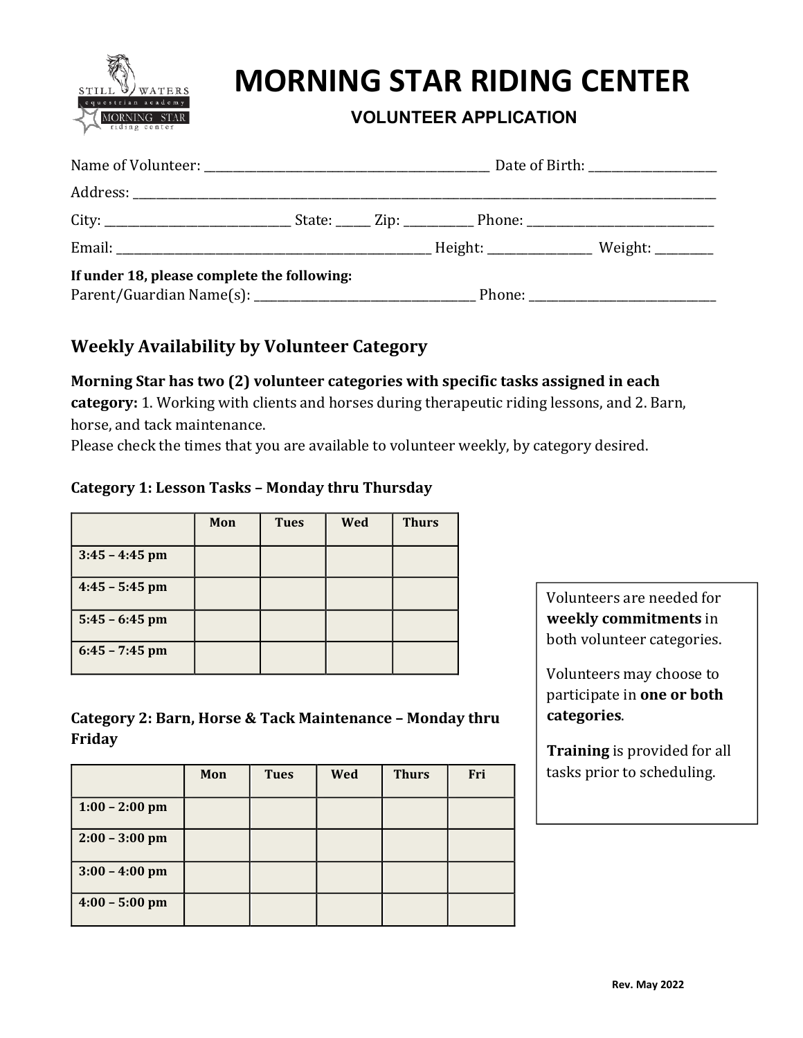# MORNING STAR RIDING CENTER

## VOLUNTEER APPLICATION

Name of Volunteer: ____________________________________________ Date of Birth: ____________________

Address: ____________________________________________________________________________________________

City: ______________________________ State: _____ Zip: __________ Phone: ______________________________

Email: ___________________________________________________ Height: ________________ Weight: _________

**If under 18, please complete the following:**
Parent/Guardian Name(s): ___________________________________ Phone: ______________________________

## Weekly Availability by Volunteer Category

**Morning Star has two (2) volunteer categories with specific tasks assigned in each category:** 1. Working with clients and horses during therapeutic riding lessons, and 2. Barn, horse, and tack maintenance.
Please check the times that you are available to volunteer weekly, by category desired.

### Category 1: Lesson Tasks – Monday thru Thursday

| | Mon | Tues | Wed | Thurs |
|---|---|---|---|---|
| **3:45 – 4:45 pm** | | | | |
| **4:45 – 5:45 pm** | | | | |
| **5:45 – 6:45 pm** | | | | |
| **6:45 – 7:45 pm** | | | | |

### Category 2: Barn, Horse & Tack Maintenance – Monday thru Friday

| | Mon | Tues | Wed | Thurs | Fri |
|---|---|---|---|---|---|
| **1:00 – 2:00 pm** | | | | | |
| **2:00 – 3:00 pm** | | | | | |
| **3:00 – 4:00 pm** | | | | | |
| **4:00 – 5:00 pm** | | | | | |

Volunteers are needed for **weekly commitments** in both volunteer categories.

Volunteers may choose to participate in **one or both categories**.

**Training** is provided for all tasks prior to scheduling.

Rev. May 2022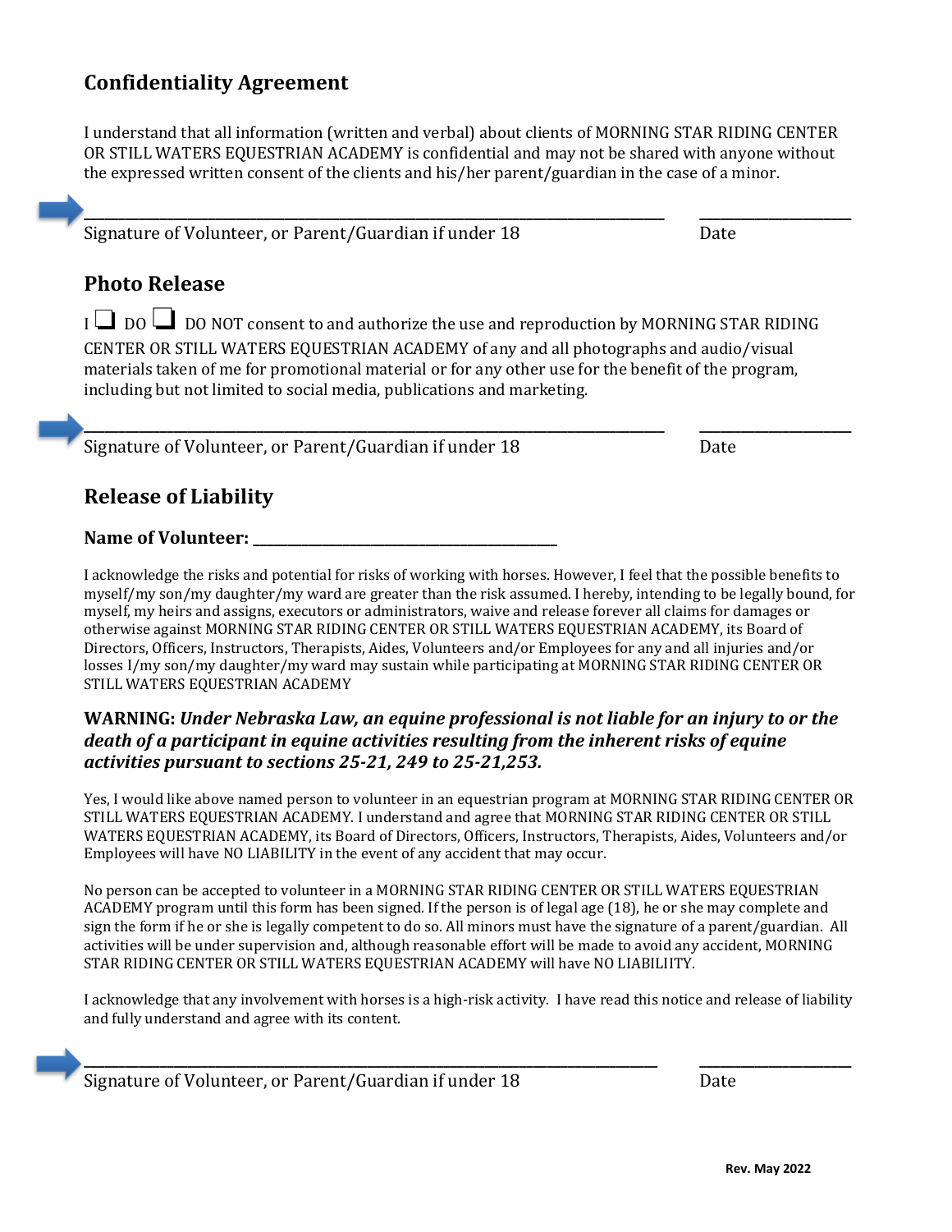## Confidentiality Agreement

I understand that all information (written and verbal) about clients of MORNING STAR RIDING CENTER OR STILL WATERS EQUESTRIAN ACADEMY is confidential and may not be shared with anyone without the expressed written consent of the clients and his/her parent/guardian in the case of a minor.

______________________________________________________________________ ________________

Signature of Volunteer, or Parent/Guardian if under 18 Date

## Photo Release

I ❑ DO ❑ DO NOT consent to and authorize the use and reproduction by MORNING STAR RIDING CENTER OR STILL WATERS EQUESTRIAN ACADEMY of any and all photographs and audio/visual materials taken of me for promotional material or for any other use for the benefit of the program, including but not limited to social media, publications and marketing.

______________________________________________________________________ ________________

Signature of Volunteer, or Parent/Guardian if under 18 Date

## Release of Liability

**Name of Volunteer: ______________________________________**

I acknowledge the risks and potential for risks of working with horses. However, I feel that the possible benefits to myself/my son/my daughter/my ward are greater than the risk assumed. I hereby, intending to be legally bound, for myself, my heirs and assigns, executors or administrators, waive and release forever all claims for damages or otherwise against MORNING STAR RIDING CENTER OR STILL WATERS EQUESTRIAN ACADEMY, its Board of Directors, Officers, Instructors, Therapists, Aides, Volunteers and/or Employees for any and all injuries and/or losses I/my son/my daughter/my ward may sustain while participating at MORNING STAR RIDING CENTER OR STILL WATERS EQUESTRIAN ACADEMY

**WARNING:** ***Under Nebraska Law, an equine professional is not liable for an injury to or the death of a participant in equine activities resulting from the inherent risks of equine activities pursuant to sections 25-21, 249 to 25-21,253.***

Yes, I would like above named person to volunteer in an equestrian program at MORNING STAR RIDING CENTER OR STILL WATERS EQUESTRIAN ACADEMY. I understand and agree that MORNING STAR RIDING CENTER OR STILL WATERS EQUESTRIAN ACADEMY, its Board of Directors, Officers, Instructors, Therapists, Aides, Volunteers and/or Employees will have NO LIABILITY in the event of any accident that may occur.

No person can be accepted to volunteer in a MORNING STAR RIDING CENTER OR STILL WATERS EQUESTRIAN ACADEMY program until this form has been signed. If the person is of legal age (18), he or she may complete and sign the form if he or she is legally competent to do so. All minors must have the signature of a parent/guardian. All activities will be under supervision and, although reasonable effort will be made to avoid any accident, MORNING STAR RIDING CENTER OR STILL WATERS EQUESTRIAN ACADEMY will have NO LIABILIITY.

I acknowledge that any involvement with horses is a high-risk activity. I have read this notice and release of liability and fully understand and agree with its content.

______________________________________________________________________ ________________

Signature of Volunteer, or Parent/Guardian if under 18 Date

**Rev. May 2022**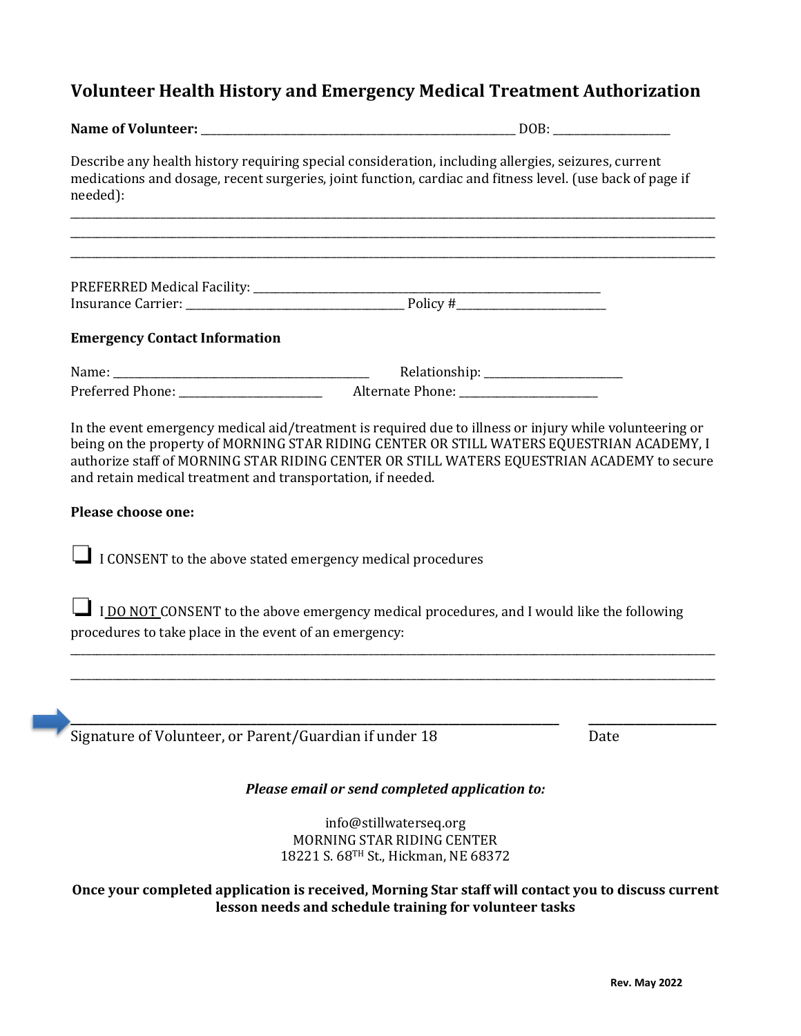## Volunteer Health History and Emergency Medical Treatment Authorization

**Name of Volunteer:** ______________________________ DOB: ______________

Describe any health history requiring special consideration, including allergies, seizures, current medications and dosage, recent surgeries, joint function, cardiac and fitness level. (use back of page if needed):

_______________________________________________________________________

_______________________________________________________________________

_______________________________________________________________________

PREFERRED Medical Facility: ______________________________

Insurance Carrier: ______________________ Policy #______________

**Emergency Contact Information**

Name: ______________________ Relationship: ______________

Preferred Phone: ______________ Alternate Phone: ______________

In the event emergency medical aid/treatment is required due to illness or injury while volunteering or being on the property of MORNING STAR RIDING CENTER OR STILL WATERS EQUESTRIAN ACADEMY, I authorize staff of MORNING STAR RIDING CENTER OR STILL WATERS EQUESTRIAN ACADEMY to secure and retain medical treatment and transportation, if needed.

**Please choose one:**

❑ I CONSENT to the above stated emergency medical procedures

❑ I DO NOT CONSENT to the above emergency medical procedures, and I would like the following procedures to take place in the event of an emergency:

_______________________________________________________________________

_______________________________________________________________________

________________________________________ ______________

Signature of Volunteer, or Parent/Guardian if under 18 Date

***Please email or send completed application to:***

info@stillwaterseq.org
MORNING STAR RIDING CENTER
18221 S. 68TH St., Hickman, NE 68372

**Once your completed application is received, Morning Star staff will contact you to discuss current lesson needs and schedule training for volunteer tasks**

**Rev. May 2022**